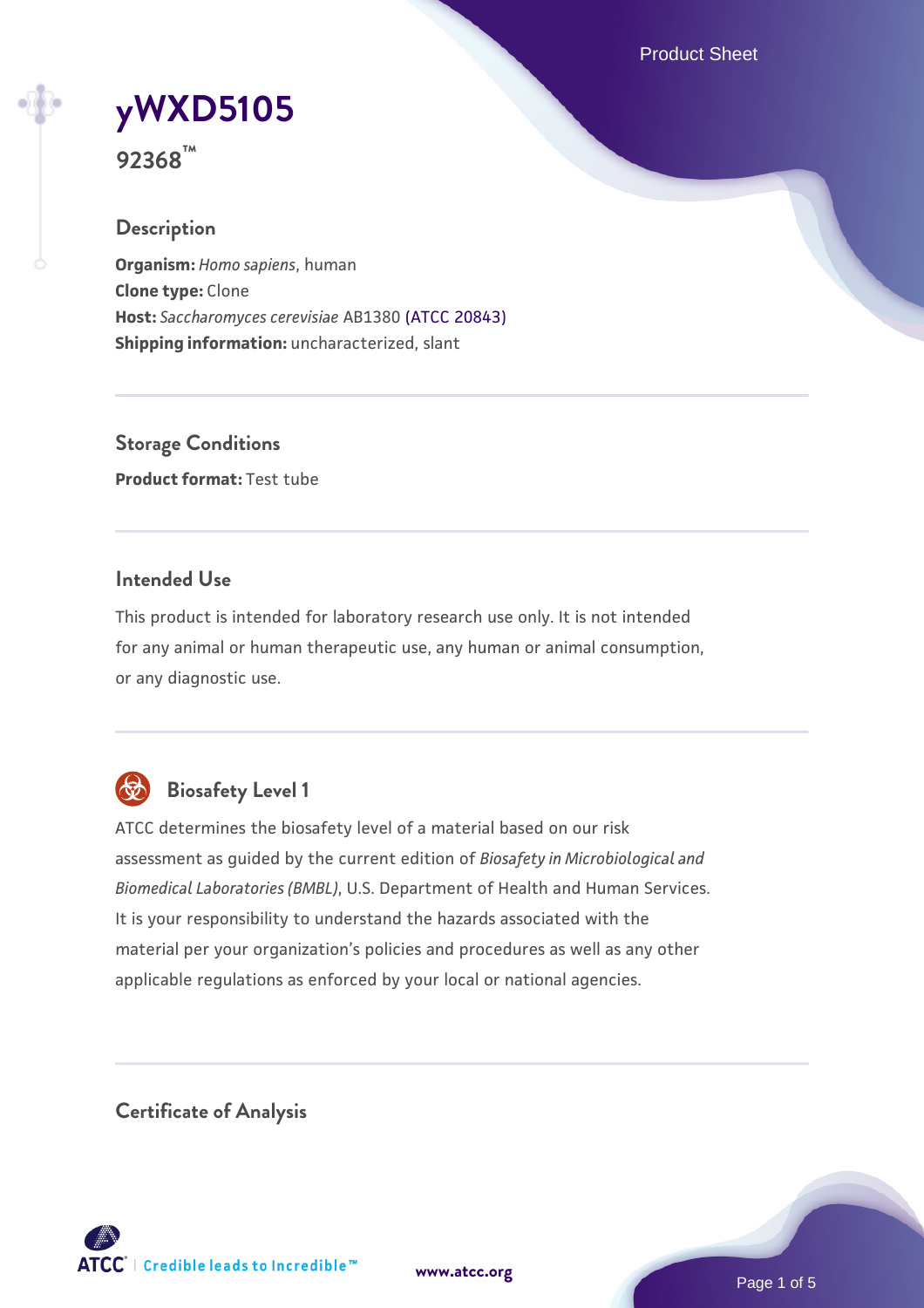# yWXD5105

**92368™**

## Description

**Organism:** *Homo sapiens*, human
**Clone type:** Clone
**Host:** *Saccharomyces cerevisiae* AB1380 (ATCC 20843)
**Shipping information:** uncharacterized, slant

## Storage Conditions

**Product format:** Test tube

## Intended Use

This product is intended for laboratory research use only. It is not intended for any animal or human therapeutic use, any human or animal consumption, or any diagnostic use.

## Biosafety Level 1

ATCC determines the biosafety level of a material based on our risk assessment as guided by the current edition of *Biosafety in Microbiological and Biomedical Laboratories (BMBL)*, U.S. Department of Health and Human Services. It is your responsibility to understand the hazards associated with the material per your organization's policies and procedures as well as any other applicable regulations as enforced by your local or national agencies.

## Certificate of Analysis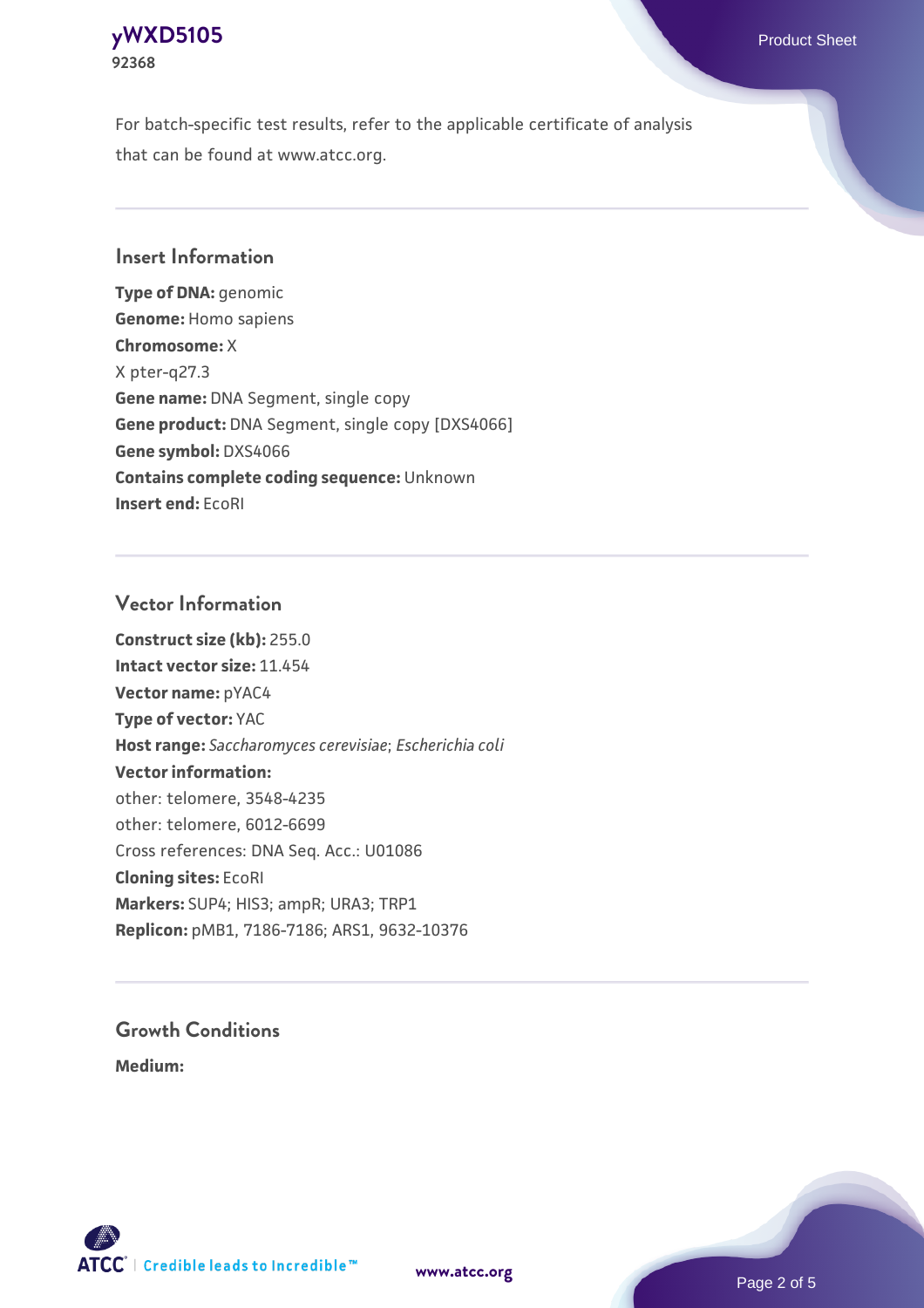For batch-specific test results, refer to the applicable certificate of analysis that can be found at www.atcc.org.

## Insert Information

**Type of DNA:** genomic
**Genome:** Homo sapiens
**Chromosome:** X
X pter-q27.3
**Gene name:** DNA Segment, single copy
**Gene product:** DNA Segment, single copy [DXS4066]
**Gene symbol:** DXS4066
**Contains complete coding sequence:** Unknown
**Insert end:** EcoRI

## Vector Information

**Construct size (kb):** 255.0
**Intact vector size:** 11.454
**Vector name:** pYAC4
**Type of vector:** YAC
**Host range:** *Saccharomyces cerevisiae*; *Escherichia coli*
**Vector information:**
other: telomere, 3548-4235
other: telomere, 6012-6699
Cross references: DNA Seq. Acc.: U01086
**Cloning sites:** EcoRI
**Markers:** SUP4; HIS3; ampR; URA3; TRP1
**Replicon:** pMB1, 7186-7186; ARS1, 9632-10376

## Growth Conditions

**Medium:**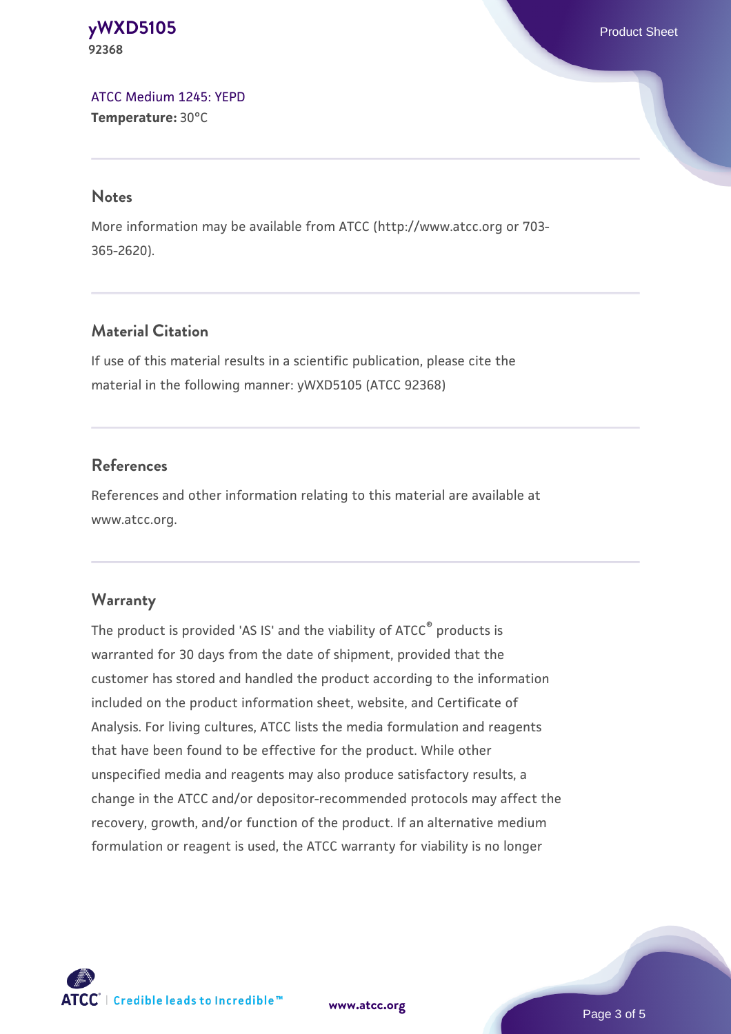ATCC Medium 1245: YEPD
**Temperature:** 30°C

## Notes

More information may be available from ATCC (http://www.atcc.org or 703-365-2620).

## Material Citation

If use of this material results in a scientific publication, please cite the material in the following manner: yWXD5105 (ATCC 92368)

## References

References and other information relating to this material are available at www.atcc.org.

## Warranty

The product is provided 'AS IS' and the viability of ATCC® products is warranted for 30 days from the date of shipment, provided that the customer has stored and handled the product according to the information included on the product information sheet, website, and Certificate of Analysis. For living cultures, ATCC lists the media formulation and reagents that have been found to be effective for the product. While other unspecified media and reagents may also produce satisfactory results, a change in the ATCC and/or depositor-recommended protocols may affect the recovery, growth, and/or function of the product. If an alternative medium formulation or reagent is used, the ATCC warranty for viability is no longer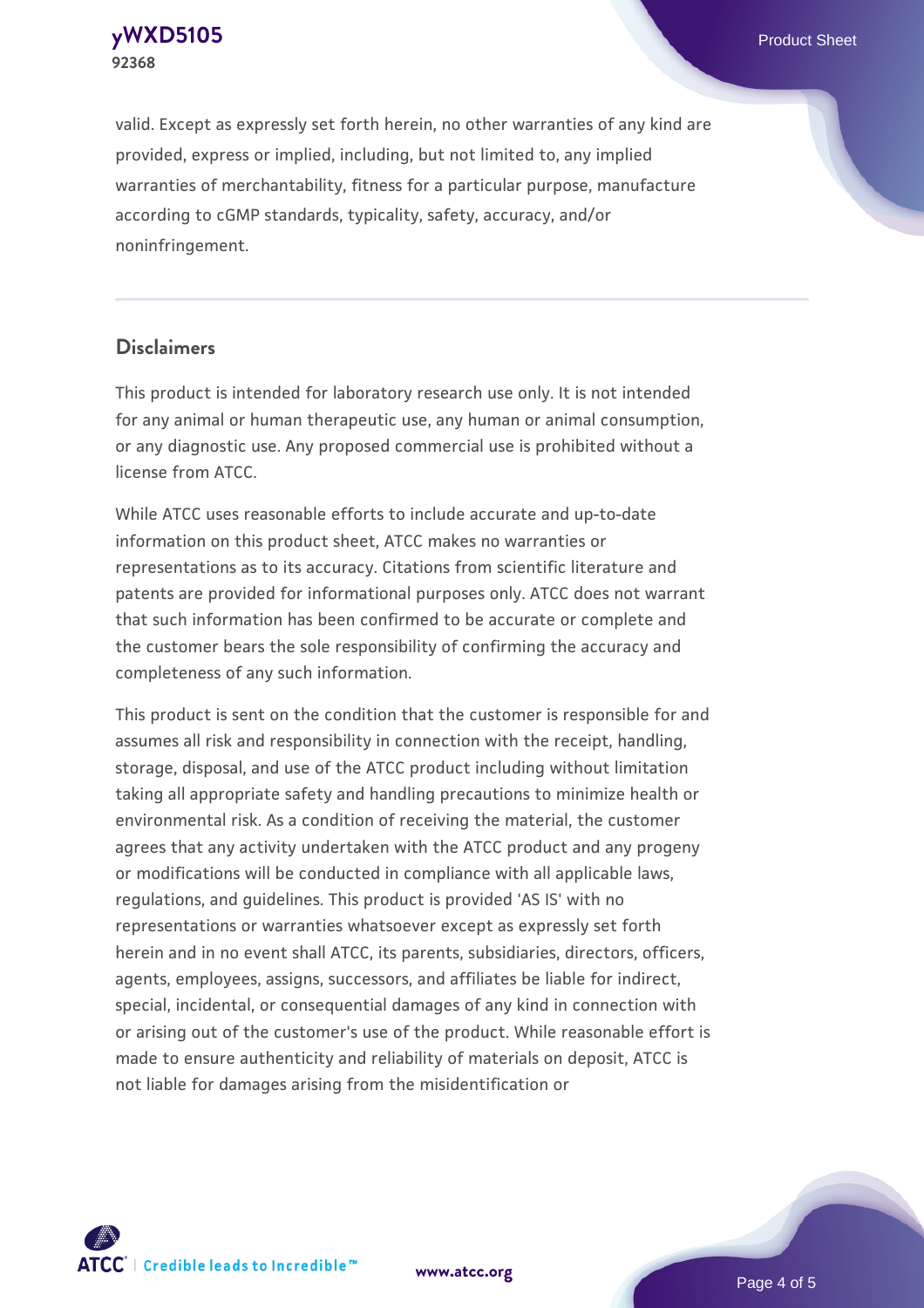valid. Except as expressly set forth herein, no other warranties of any kind are provided, express or implied, including, but not limited to, any implied warranties of merchantability, fitness for a particular purpose, manufacture according to cGMP standards, typicality, safety, accuracy, and/or noninfringement.

## Disclaimers

This product is intended for laboratory research use only. It is not intended for any animal or human therapeutic use, any human or animal consumption, or any diagnostic use. Any proposed commercial use is prohibited without a license from ATCC.

While ATCC uses reasonable efforts to include accurate and up-to-date information on this product sheet, ATCC makes no warranties or representations as to its accuracy. Citations from scientific literature and patents are provided for informational purposes only. ATCC does not warrant that such information has been confirmed to be accurate or complete and the customer bears the sole responsibility of confirming the accuracy and completeness of any such information.

This product is sent on the condition that the customer is responsible for and assumes all risk and responsibility in connection with the receipt, handling, storage, disposal, and use of the ATCC product including without limitation taking all appropriate safety and handling precautions to minimize health or environmental risk. As a condition of receiving the material, the customer agrees that any activity undertaken with the ATCC product and any progeny or modifications will be conducted in compliance with all applicable laws, regulations, and guidelines. This product is provided 'AS IS' with no representations or warranties whatsoever except as expressly set forth herein and in no event shall ATCC, its parents, subsidiaries, directors, officers, agents, employees, assigns, successors, and affiliates be liable for indirect, special, incidental, or consequential damages of any kind in connection with or arising out of the customer's use of the product. While reasonable effort is made to ensure authenticity and reliability of materials on deposit, ATCC is not liable for damages arising from the misidentification or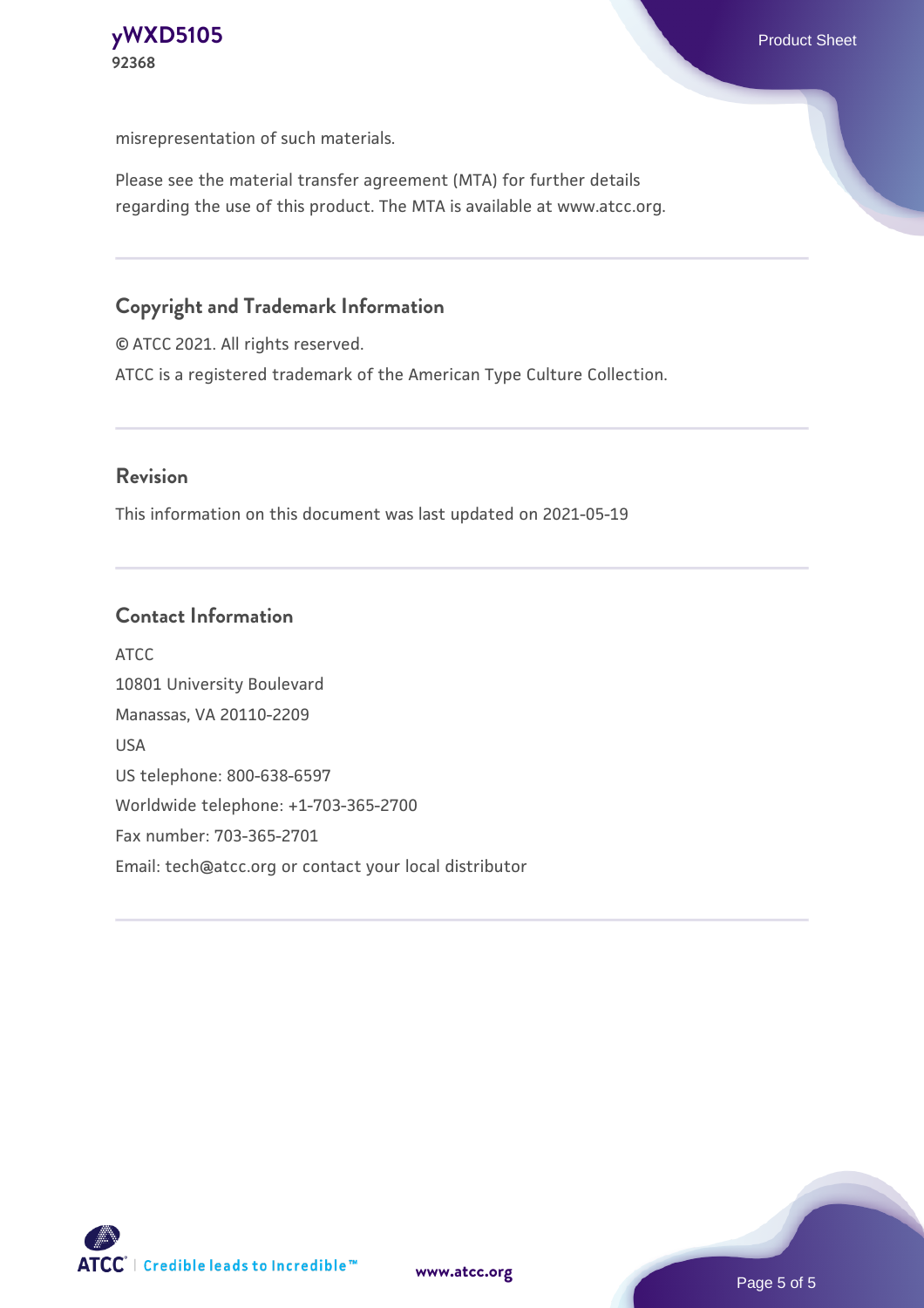misrepresentation of such materials.

Please see the material transfer agreement (MTA) for further details regarding the use of this product. The MTA is available at www.atcc.org.

## Copyright and Trademark Information

© ATCC 2021. All rights reserved.

ATCC is a registered trademark of the American Type Culture Collection.

## Revision

This information on this document was last updated on 2021-05-19

## Contact Information

ATCC
10801 University Boulevard
Manassas, VA 20110-2209
USA
US telephone: 800-638-6597
Worldwide telephone: +1-703-365-2700
Fax number: 703-365-2701
Email: tech@atcc.org or contact your local distributor